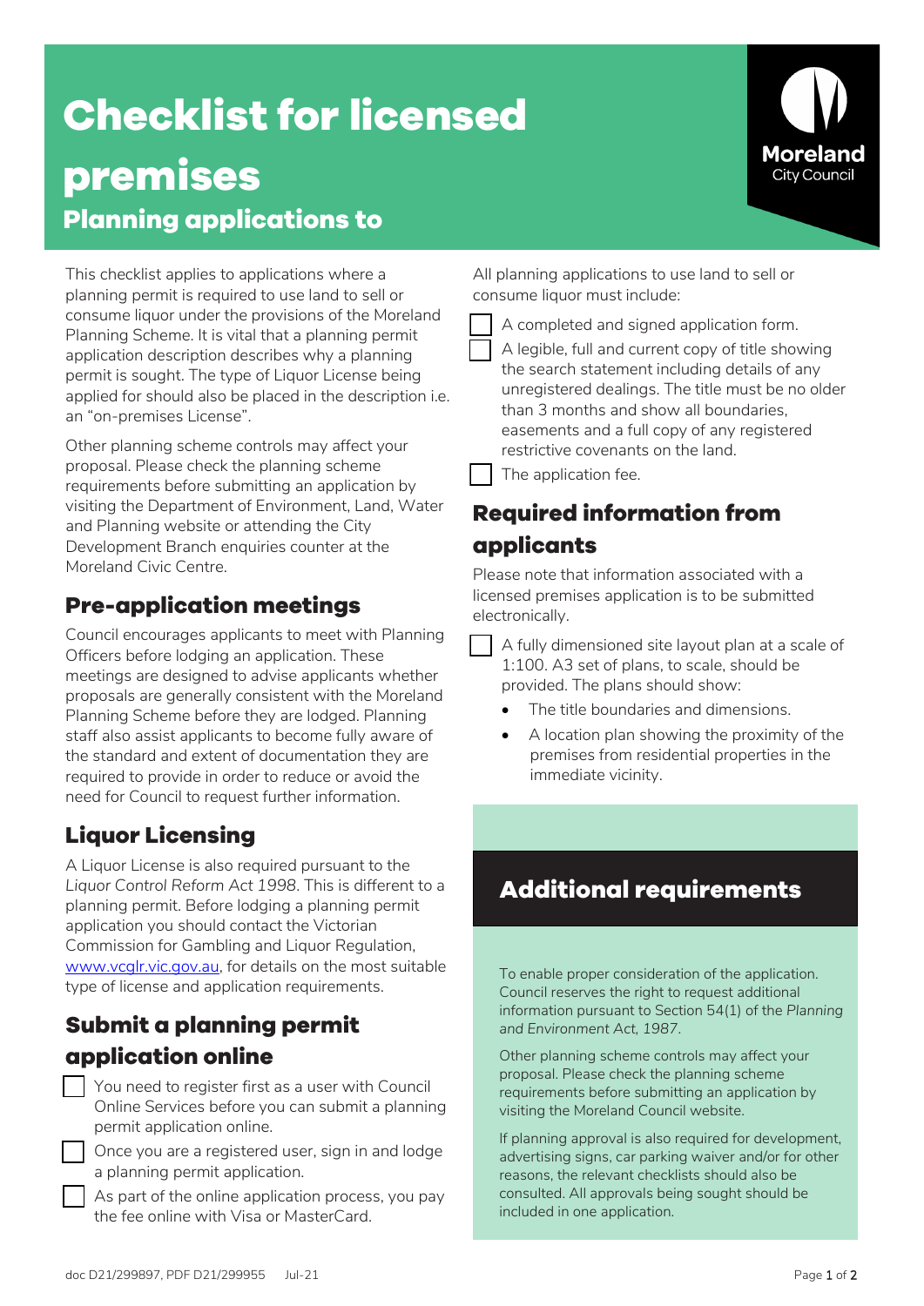# Checklist for licensed premises

## Planning applications to

This checklist applies to applications where a planning permit is required to use land to sell or consume liquor under the provisions of the Moreland Planning Scheme. It is vital that a planning permit application description describes why a planning permit is sought. The type of Liquor License being applied for should also be placed in the description i.e. an “on-premises License”.

Other planning scheme controls may affect your proposal. Please check the planning scheme requirements before submitting an application by visiting the Department of Environment, Land, Water and Planning website or attending the City Development Branch enquiries counter at the Moreland Civic Centre.

## Pre-application meetings

Council encourages applicants to meet with Planning Officers before lodging an application. These meetings are designed to advise applicants whether proposals are generally consistent with the Moreland Planning Scheme before they are lodged. Planning staff also assist applicants to become fully aware of the standard and extent of documentation they are required to provide in order to reduce or avoid the need for Council to request further information.

## Liquor Licensing

A Liquor License is also required pursuant to the *Liquor Control Reform Act 1998*. This is different to a planning permit. Before lodging a planning permit application you should contact the Victorian Commission for Gambling and Liquor Regulation, www.vcglr.vic.gov.au, for details on the most suitable type of license and application requirements.

## Submit a planning permit application online

- [ ] You need to register first as a user with Council Online Services before you can submit a planning permit application online.
- [ ] Once you are a registered user, sign in and lodge a planning permit application.
- [ ] As part of the online application process, you pay the fee online with Visa or MasterCard.

All planning applications to use land to sell or consume liquor must include:

- [ ] A completed and signed application form.
- [ ] A legible, full and current copy of title showing the search statement including details of any unregistered dealings. The title must be no older than 3 months and show all boundaries, easements and a full copy of any registered restrictive covenants on the land.
- [ ] The application fee.

## Required information from applicants

Please note that information associated with a licensed premises application is to be submitted electronically.

- [ ] A fully dimensioned site layout plan at a scale of 1:100. A3 set of plans, to scale, should be provided. The plans should show:
  - The title boundaries and dimensions.
  - A location plan showing the proximity of the premises from residential properties in the immediate vicinity.

## Additional requirements

To enable proper consideration of the application. Council reserves the right to request additional information pursuant to Section 54(1) of the *Planning and Environment Act, 1987*.

Other planning scheme controls may affect your proposal. Please check the planning scheme requirements before submitting an application by visiting the Moreland Council website.

If planning approval is also required for development, advertising signs, car parking waiver and/or for other reasons, the relevant checklists should also be consulted. All approvals being sought should be included in one application.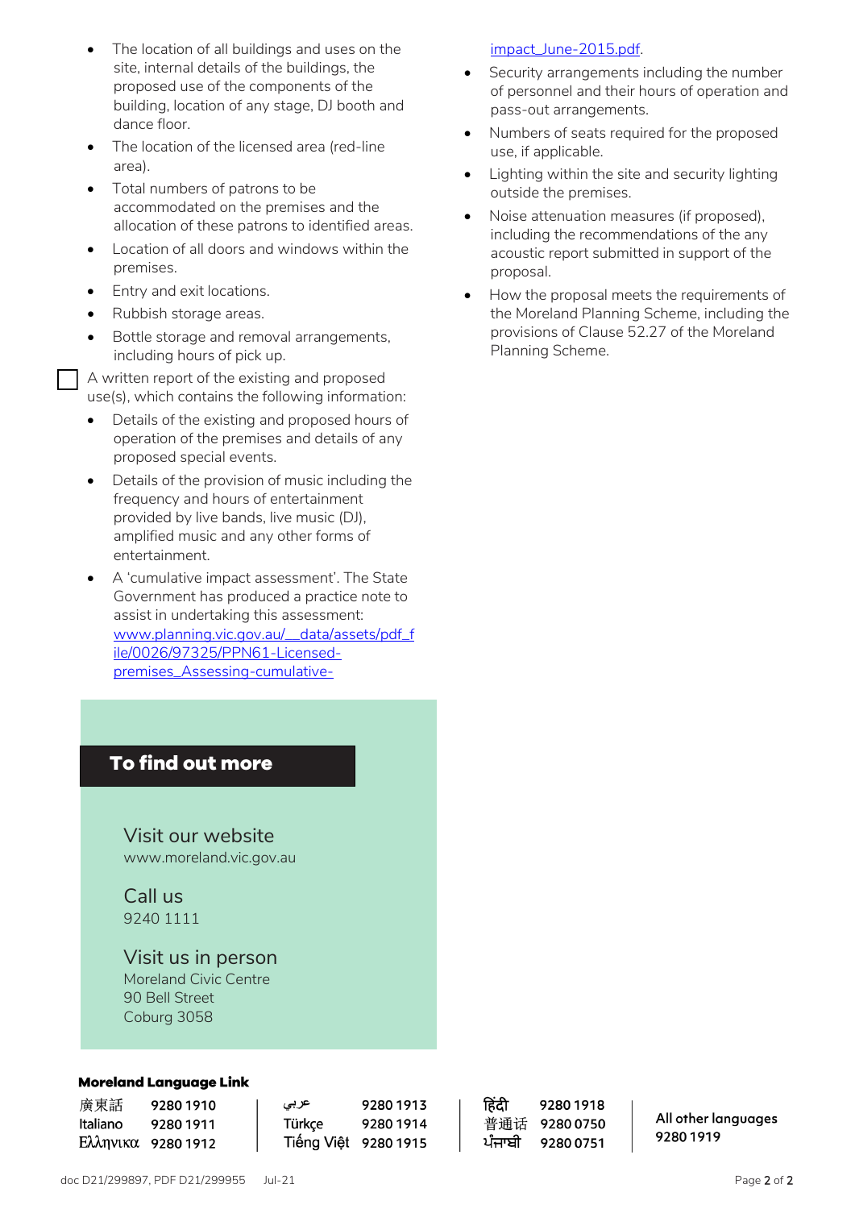- The location of all buildings and uses on the site, internal details of the buildings, the proposed use of the components of the building, location of any stage, DJ booth and dance floor.
- The location of the licensed area (red-line area).
- Total numbers of patrons to be accommodated on the premises and the allocation of these patrons to identified areas.
- Location of all doors and windows within the premises.
- Entry and exit locations.
- Rubbish storage areas.
- Bottle storage and removal arrangements, including hours of pick up.

☐ A written report of the existing and proposed use(s), which contains the following information:

- Details of the existing and proposed hours of operation of the premises and details of any proposed special events.
- Details of the provision of music including the frequency and hours of entertainment provided by live bands, live music (DJ), amplified music and any other forms of entertainment.
- A 'cumulative impact assessment'. The State Government has produced a practice note to assist in undertaking this assessment: www.planning.vic.gov.au/__data/assets/pdf_file/0026/97325/PPN61-Licensed-premises_Assessing-cumulative-impact_June-2015.pdf.
- Security arrangements including the number of personnel and their hours of operation and pass-out arrangements.
- Numbers of seats required for the proposed use, if applicable.
- Lighting within the site and security lighting outside the premises.
- Noise attenuation measures (if proposed), including the recommendations of the any acoustic report submitted in support of the proposal.
- How the proposal meets the requirements of the Moreland Planning Scheme, including the provisions of Clause 52.27 of the Moreland Planning Scheme.

## To find out more

### Visit our website
www.moreland.vic.gov.au

### Call us
9240 1111

### Visit us in person
Moreland Civic Centre
90 Bell Street
Coburg 3058

**Moreland Language Link**

| | | | | | | |
|---|---|---|---|---|---|---|
| 廣東話 | 9280 1910 | عربي | 9280 1913 | हिंदी | 9280 1918 | All other languages 9280 1919 |
| Italiano | 9280 1911 | Türkçe | 9280 1914 | 普通话 | 9280 0750 | |
| Ελληνικα | 9280 1912 | Tiếng Việt | 9280 1915 | ਪੰਜਾਬੀ | 9280 0751 | |

doc D21/299897, PDF D21/299955 Jul-21